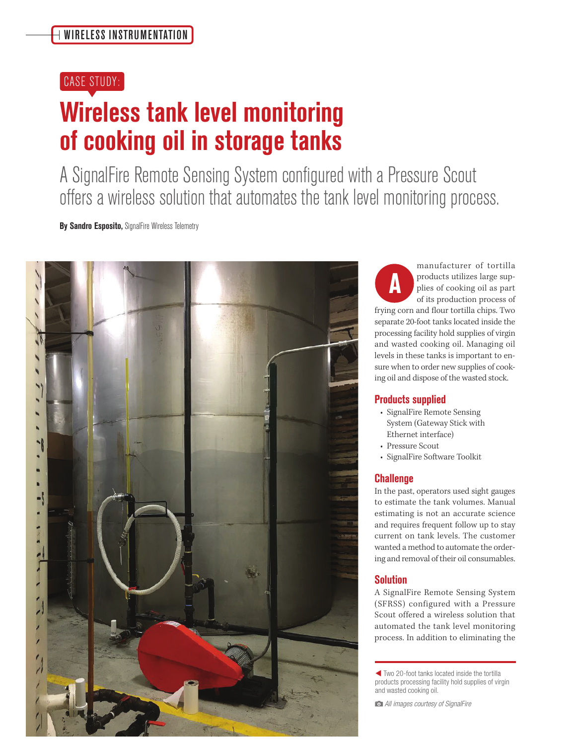WIRELESS INSTRUMENTATION

CASE STUDY:

# Wireless tank level monitoring of cooking oil in storage tanks

## A SignalFire Remote Sensing System configured with a Pressure Scout offers a wireless solution that automates the tank level monitoring process.

**By Sandro Esposito,** SignalFire Wireless Telemetry

A manufacturer of tortilla products utilizes large supplies of cooking oil as part of its production process of frying corn and flour tortilla chips. Two separate 20-foot tanks located inside the processing facility hold supplies of virgin and wasted cooking oil. Managing oil levels in these tanks is important to ensure when to order new supplies of cooking oil and dispose of the wasted stock.

### Products supplied

- SignalFire Remote Sensing System (Gateway Stick with Ethernet interface)
- Pressure Scout
- SignalFire Software Toolkit

### Challenge

In the past, operators used sight gauges to estimate the tank volumes. Manual estimating is not an accurate science and requires frequent follow up to stay current on tank levels. The customer wanted a method to automate the ordering and removal of their oil consumables.

### Solution

A SignalFire Remote Sensing System (SFRSS) configured with a Pressure Scout offered a wireless solution that automated the tank level monitoring process. In addition to eliminating the

◀ Two 20-foot tanks located inside the tortilla products processing facility hold supplies of virgin and wasted cooking oil.

*All images courtesy of SignalFire*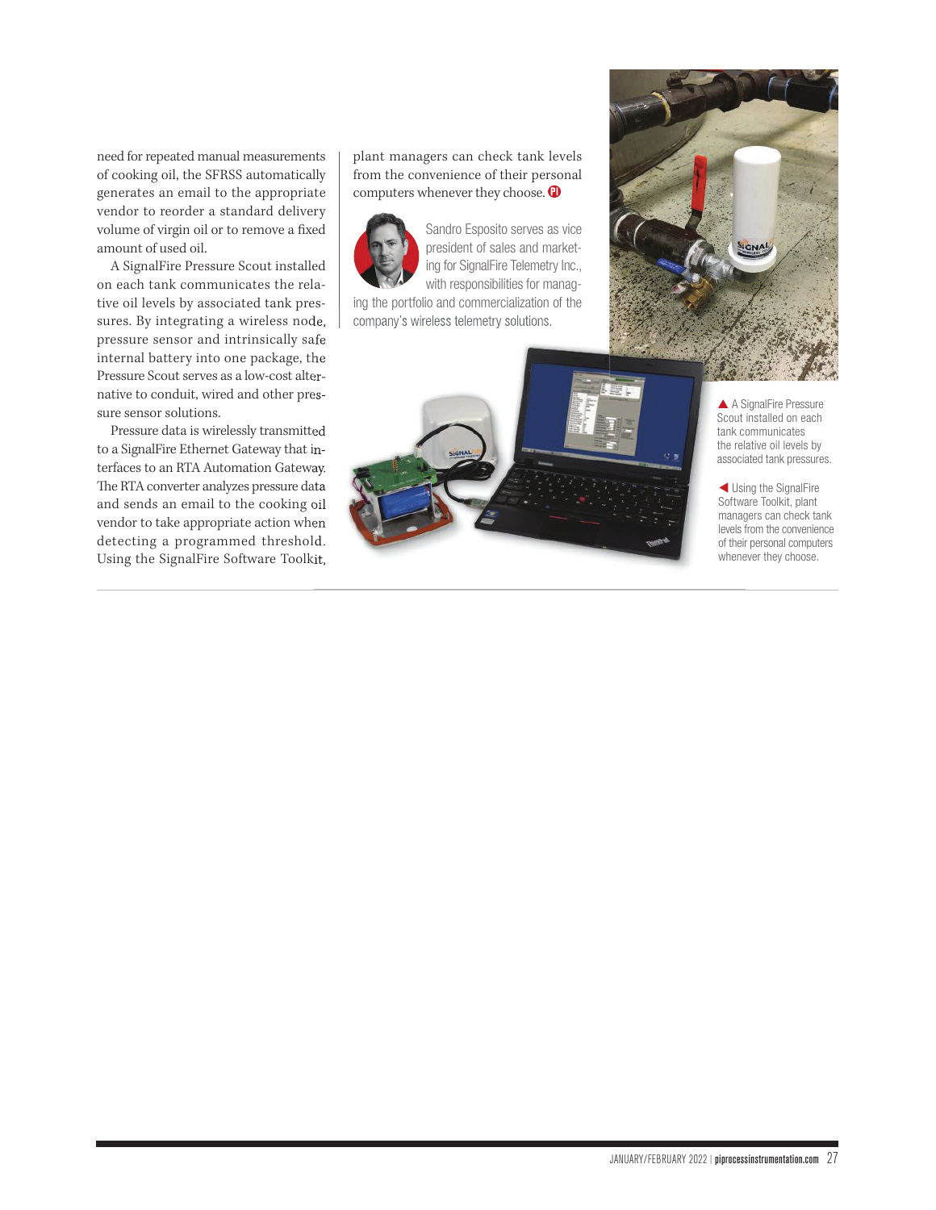need for repeated manual measurements of cooking oil, the SFRSS automatically generates an email to the appropriate vendor to reorder a standard delivery volume of virgin oil or to remove a fixed amount of used oil.

A SignalFire Pressure Scout installed on each tank communicates the relative oil levels by associated tank pressures. By integrating a wireless node, pressure sensor and intrinsically safe internal battery into one package, the Pressure Scout serves as a low-cost alternative to conduit, wired and other pressure sensor solutions.

Pressure data is wirelessly transmitted to a SignalFire Ethernet Gateway that interfaces to an RTA Automation Gateway. The RTA converter analyzes pressure data and sends an email to the cooking oil vendor to take appropriate action when detecting a programmed threshold. Using the SignalFire Software Toolkit, plant managers can check tank levels from the convenience of their personal computers whenever they choose.

Sandro Esposito serves as vice president of sales and marketing for SignalFire Telemetry Inc., with responsibilities for managing the portfolio and commercialization of the company's wireless telemetry solutions.

▲ A SignalFire Pressure Scout installed on each tank communicates the relative oil levels by associated tank pressures.

◀ Using the SignalFire Software Toolkit, plant managers can check tank levels from the convenience of their personal computers whenever they choose.